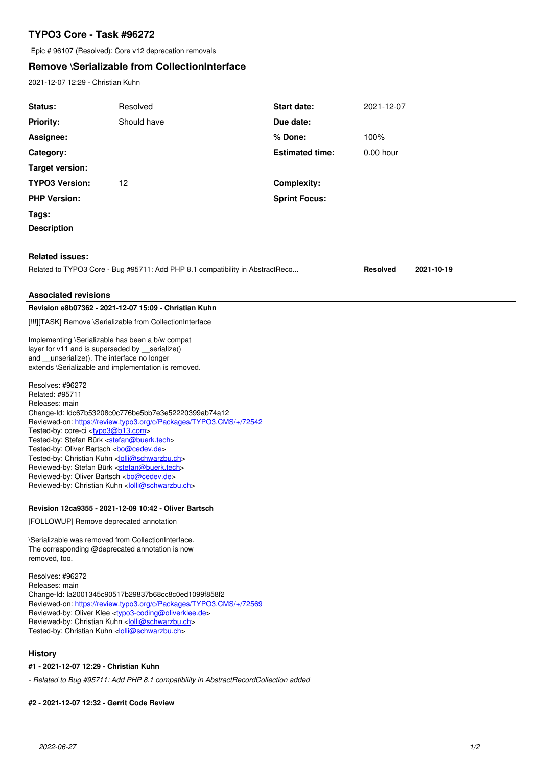# TYPO3 Core - Task #96272

Epic # 96107 (Resolved): Core v12 deprecation removals

## Remove \Serializable from CollectionInterface

2021-12-07 12:29 - Christian Kuhn

| **Status:** | Resolved | **Start date:** | 2021-12-07 |
|---|---|---|---|
| **Priority:** | Should have | **Due date:** | |
| **Assignee:** | | **% Done:** | 100% |
| **Category:** | | **Estimated time:** | 0.00 hour |
| **Target version:** | | | |
| **TYPO3 Version:** | 12 | **Complexity:** | |
| **PHP Version:** | | **Sprint Focus:** | |
| **Tags:** | | | |

**Description**

**Related issues:**

| | | |
|---|---|---|
| Related to TYPO3 Core - Bug #95711: Add PHP 8.1 compatibility in AbstractReco... | **Resolved** | **2021-10-19** |

### Associated revisions

**Revision e8b07362 - 2021-12-07 15:09 - Christian Kuhn**

[!!!][TASK] Remove \Serializable from CollectionInterface

Implementing \Serializable has been a b/w compat
layer for v11 and is superseded by __serialize()
and __unserialize(). The interface no longer
extends \Serializable and implementation is removed.

Resolves: #96272
Related: #95711
Releases: main
Change-Id: Idc67b53208c0c776be5bb7e3e52220399ab74a12
Reviewed-on: https://review.typo3.org/c/Packages/TYPO3.CMS/+/72542
Tested-by: core-ci <typo3@b13.com>
Tested-by: Stefan Bürk <stefan@buerk.tech>
Tested-by: Oliver Bartsch <bo@cedev.de>
Tested-by: Christian Kuhn <lolli@schwarzbu.ch>
Reviewed-by: Stefan Bürk <stefan@buerk.tech>
Reviewed-by: Oliver Bartsch <bo@cedev.de>
Reviewed-by: Christian Kuhn <lolli@schwarzbu.ch>

**Revision 12ca9355 - 2021-12-09 10:42 - Oliver Bartsch**

[FOLLOWUP] Remove deprecated annotation

\Serializable was removed from CollectionInterface.
The corresponding @deprecated annotation is now
removed, too.

Resolves: #96272
Releases: main
Change-Id: Ia2001345c90517b29837b68cc8c0ed1099f858f2
Reviewed-on: https://review.typo3.org/c/Packages/TYPO3.CMS/+/72569
Reviewed-by: Oliver Klee <typo3-coding@oliverklee.de>
Reviewed-by: Christian Kuhn <lolli@schwarzbu.ch>
Tested-by: Christian Kuhn <lolli@schwarzbu.ch>

### History

**#1 - 2021-12-07 12:29 - Christian Kuhn**

*- Related to Bug #95711: Add PHP 8.1 compatibility in AbstractRecordCollection added*

**#2 - 2021-12-07 12:32 - Gerrit Code Review**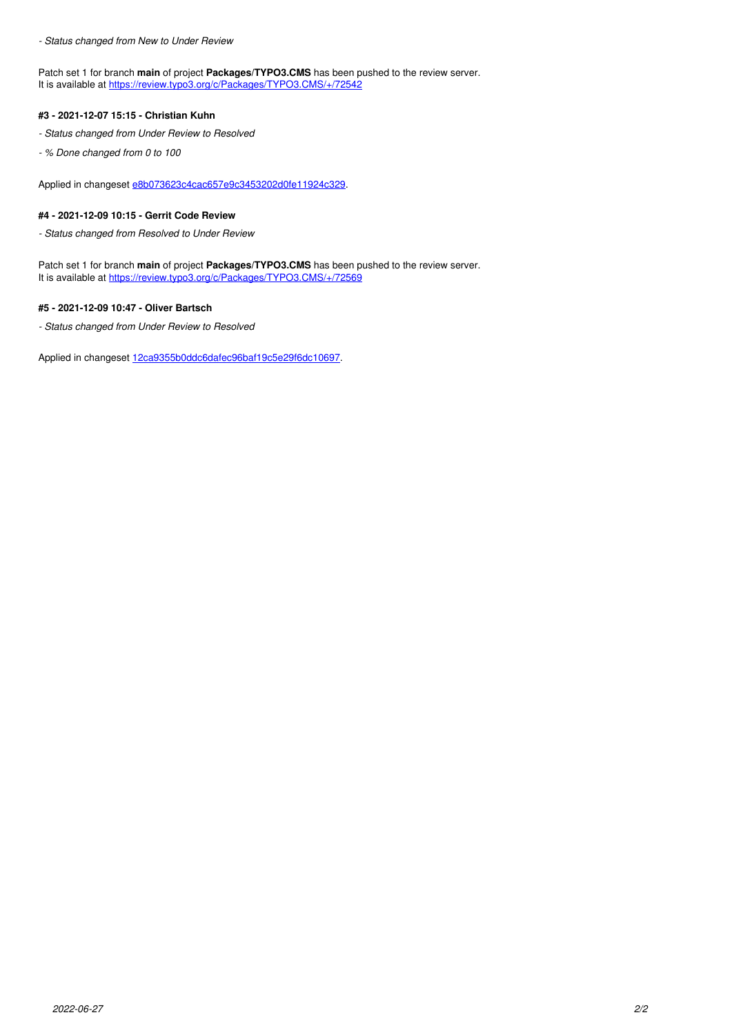*- Status changed from New to Under Review*

Patch set 1 for branch **main** of project **Packages/TYPO3.CMS** has been pushed to the review server.
It is available at https://review.typo3.org/c/Packages/TYPO3.CMS/+/72542

#### #3 - 2021-12-07 15:15 - Christian Kuhn

*- Status changed from Under Review to Resolved*

*- % Done changed from 0 to 100*

Applied in changeset e8b073623c4cac657e9c3453202d0fe11924c329.

#### #4 - 2021-12-09 10:15 - Gerrit Code Review

*- Status changed from Resolved to Under Review*

Patch set 1 for branch **main** of project **Packages/TYPO3.CMS** has been pushed to the review server.
It is available at https://review.typo3.org/c/Packages/TYPO3.CMS/+/72569

#### #5 - 2021-12-09 10:47 - Oliver Bartsch

*- Status changed from Under Review to Resolved*

Applied in changeset 12ca9355b0ddc6dafec96baf19c5e29f6dc10697.